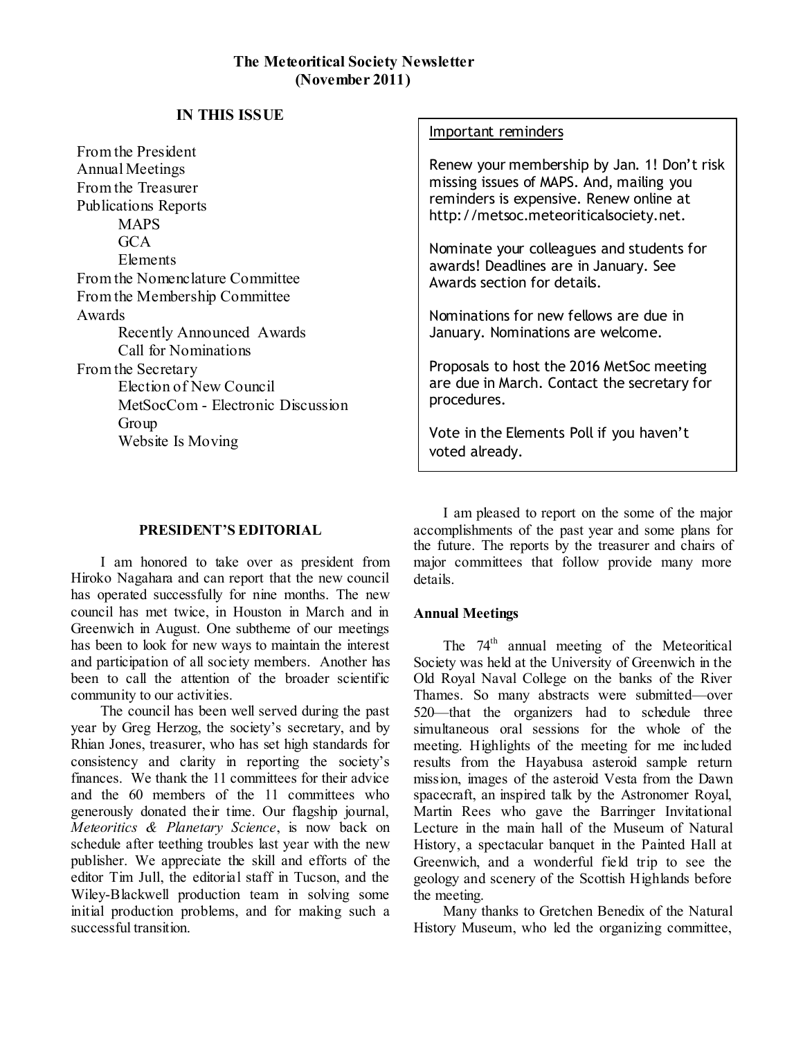# The Meteoritical Society Newsletter
# (November 2011)

## IN THIS ISSUE

- From the President
- Annual Meetings
- From the Treasurer
- Publications Reports
    - MAPS
    - GCA
    - Elements
- From the Nomenclature Committee
- From the Membership Committee
- Awards
    - Recently Announced Awards
    - Call for Nominations
- From the Secretary
    - Election of New Council
    - MetSocCom - Electronic Discussion Group
    - Website Is Moving

> Important reminders
>
> Renew your membership by Jan. 1! Don't risk missing issues of MAPS. And, mailing you reminders is expensive. Renew online at http://metsoc.meteoriticalsociety.net.
>
> Nominate your colleagues and students for awards! Deadlines are in January. See Awards section for details.
>
> Nominations for new fellows are due in January. Nominations are welcome.
>
> Proposals to host the 2016 MetSoc meeting are due in March. Contact the secretary for procedures.
>
> Vote in the Elements Poll if you haven't voted already.

## PRESIDENT'S EDITORIAL

I am honored to take over as president from Hiroko Nagahara and can report that the new council has operated successfully for nine months. The new council has met twice, in Houston in March and in Greenwich in August. One subtheme of our meetings has been to look for new ways to maintain the interest and participation of all society members. Another has been to call the attention of the broader scientific community to our activities.

The council has been well served during the past year by Greg Herzog, the society's secretary, and by Rhian Jones, treasurer, who has set high standards for consistency and clarity in reporting the society's finances. We thank the 11 committees for their advice and the 60 members of the 11 committees who generously donated their time. Our flagship journal, *Meteoritics & Planetary Science*, is now back on schedule after teething troubles last year with the new publisher. We appreciate the skill and efforts of the editor Tim Jull, the editorial staff in Tucson, and the Wiley-Blackwell production team in solving some initial production problems, and for making such a successful transition.

I am pleased to report on the some of the major accomplishments of the past year and some plans for the future. The reports by the treasurer and chairs of major committees that follow provide many more details.

### Annual Meetings

The 74th annual meeting of the Meteoritical Society was held at the University of Greenwich in the Old Royal Naval College on the banks of the River Thames. So many abstracts were submitted—over 520—that the organizers had to schedule three simultaneous oral sessions for the whole of the meeting. Highlights of the meeting for me included results from the Hayabusa asteroid sample return mission, images of the asteroid Vesta from the Dawn spacecraft, an inspired talk by the Astronomer Royal, Martin Rees who gave the Barringer Invitational Lecture in the main hall of the Museum of Natural History, a spectacular banquet in the Painted Hall at Greenwich, and a wonderful field trip to see the geology and scenery of the Scottish Highlands before the meeting.

Many thanks to Gretchen Benedix of the Natural History Museum, who led the organizing committee,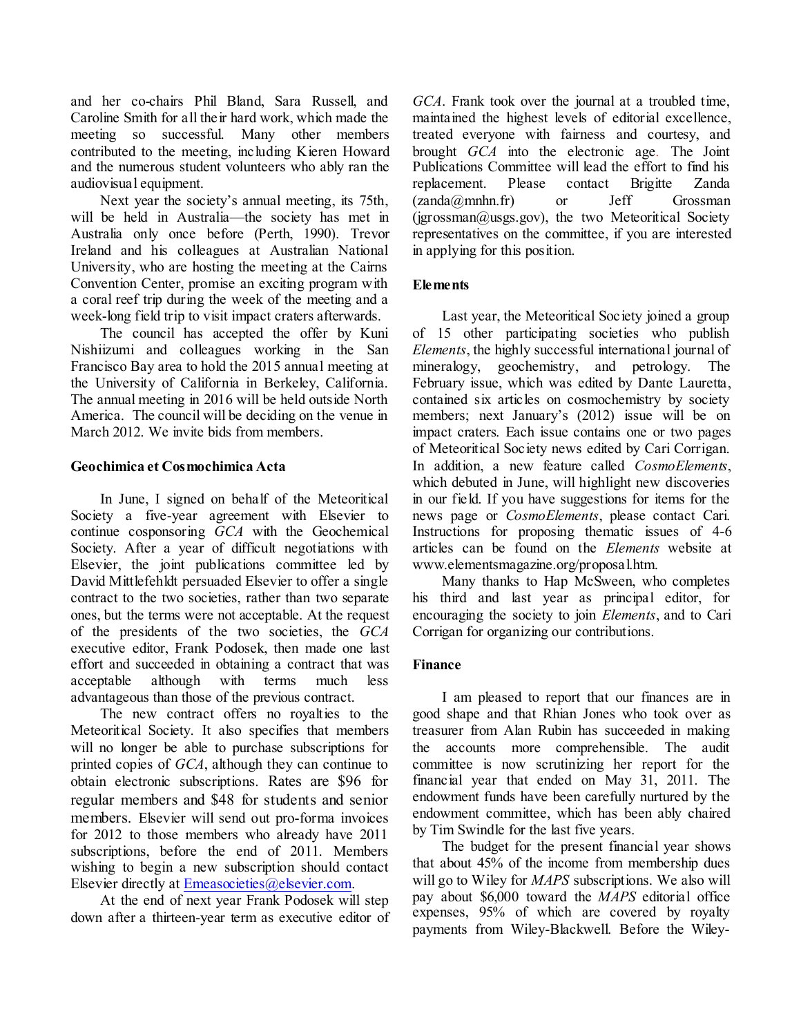and her co-chairs Phil Bland, Sara Russell, and Caroline Smith for all their hard work, which made the meeting so successful. Many other members contributed to the meeting, including Kieren Howard and the numerous student volunteers who ably ran the audiovisual equipment.

Next year the society's annual meeting, its 75th, will be held in Australia—the society has met in Australia only once before (Perth, 1990). Trevor Ireland and his colleagues at Australian National University, who are hosting the meeting at the Cairns Convention Center, promise an exciting program with a coral reef trip during the week of the meeting and a week-long field trip to visit impact craters afterwards.

The council has accepted the offer by Kuni Nishiizumi and colleagues working in the San Francisco Bay area to hold the 2015 annual meeting at the University of California in Berkeley, California. The annual meeting in 2016 will be held outside North America. The council will be deciding on the venue in March 2012. We invite bids from members.

**Geochimica et Cosmochimica Acta**

In June, I signed on behalf of the Meteoritical Society a five-year agreement with Elsevier to continue cosponsoring *GCA* with the Geochemical Society. After a year of difficult negotiations with Elsevier, the joint publications committee led by David Mittlefehldt persuaded Elsevier to offer a single contract to the two societies, rather than two separate ones, but the terms were not acceptable. At the request of the presidents of the two societies, the *GCA* executive editor, Frank Podosek, then made one last effort and succeeded in obtaining a contract that was acceptable although with terms much less advantageous than those of the previous contract.

The new contract offers no royalties to the Meteoritical Society. It also specifies that members will no longer be able to purchase subscriptions for printed copies of *GCA*, although they can continue to obtain electronic subscriptions. Rates are $96 for regular members and $48 for students and senior members. Elsevier will send out pro-forma invoices for 2012 to those members who already have 2011 subscriptions, before the end of 2011. Members wishing to begin a new subscription should contact Elsevier directly at Emeasocieties@elsevier.com.

At the end of next year Frank Podosek will step down after a thirteen-year term as executive editor of *GCA*. Frank took over the journal at a troubled time, maintained the highest levels of editorial excellence, treated everyone with fairness and courtesy, and brought *GCA* into the electronic age. The Joint Publications Committee will lead the effort to find his replacement. Please contact Brigitte Zanda (zanda@mnhn.fr) or Jeff Grossman (jgrossman@usgs.gov), the two Meteoritical Society representatives on the committee, if you are interested in applying for this position.

**Elements**

Last year, the Meteoritical Society joined a group of 15 other participating societies who publish *Elements*, the highly successful international journal of mineralogy, geochemistry, and petrology. The February issue, which was edited by Dante Lauretta, contained six articles on cosmochemistry by society members; next January's (2012) issue will be on impact craters. Each issue contains one or two pages of Meteoritical Society news edited by Cari Corrigan. In addition, a new feature called *CosmoElements*, which debuted in June, will highlight new discoveries in our field. If you have suggestions for items for the news page or *CosmoElements*, please contact Cari. Instructions for proposing thematic issues of 4-6 articles can be found on the *Elements* website at www.elementsmagazine.org/proposal.htm.

Many thanks to Hap McSween, who completes his third and last year as principal editor, for encouraging the society to join *Elements*, and to Cari Corrigan for organizing our contributions.

**Finance**

I am pleased to report that our finances are in good shape and that Rhian Jones who took over as treasurer from Alan Rubin has succeeded in making the accounts more comprehensible. The audit committee is now scrutinizing her report for the financial year that ended on May 31, 2011. The endowment funds have been carefully nurtured by the endowment committee, which has been ably chaired by Tim Swindle for the last five years.

The budget for the present financial year shows that about 45% of the income from membership dues will go to Wiley for *MAPS* subscriptions. We also will pay about $6,000 toward the *MAPS* editorial office expenses, 95% of which are covered by royalty payments from Wiley-Blackwell. Before the Wiley-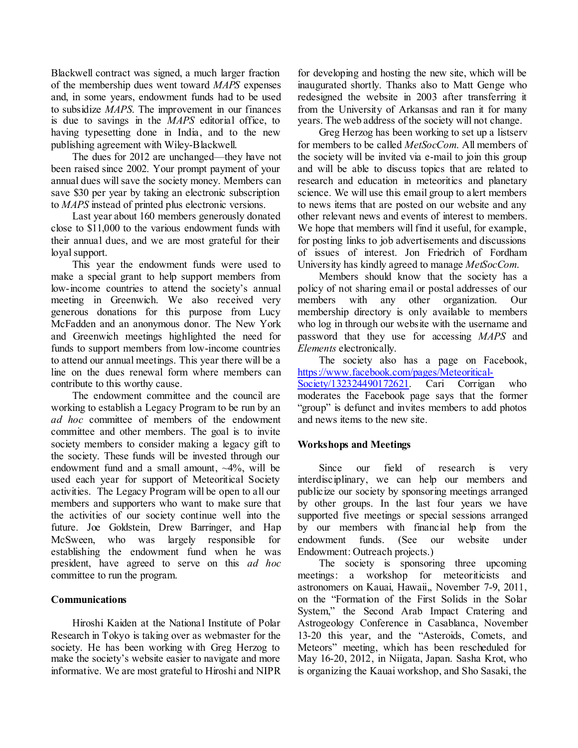Blackwell contract was signed, a much larger fraction of the membership dues went toward *MAPS* expenses and, in some years, endowment funds had to be used to subsidize *MAPS*. The improvement in our finances is due to savings in the *MAPS* editorial office, to having typesetting done in India, and to the new publishing agreement with Wiley-Blackwell.

The dues for 2012 are unchanged—they have not been raised since 2002. Your prompt payment of your annual dues will save the society money. Members can save $30 per year by taking an electronic subscription to *MAPS* instead of printed plus electronic versions.

Last year about 160 members generously donated close to $11,000 to the various endowment funds with their annual dues, and we are most grateful for their loyal support.

This year the endowment funds were used to make a special grant to help support members from low-income countries to attend the society's annual meeting in Greenwich. We also received very generous donations for this purpose from Lucy McFadden and an anonymous donor. The New York and Greenwich meetings highlighted the need for funds to support members from low-income countries to attend our annual meetings. This year there will be a line on the dues renewal form where members can contribute to this worthy cause.

The endowment committee and the council are working to establish a Legacy Program to be run by an *ad hoc* committee of members of the endowment committee and other members. The goal is to invite society members to consider making a legacy gift to the society. These funds will be invested through our endowment fund and a small amount, ~4%, will be used each year for support of Meteoritical Society activities. The Legacy Program will be open to all our members and supporters who want to make sure that the activities of our society continue well into the future. Joe Goldstein, Drew Barringer, and Hap McSween, who was largely responsible for establishing the endowment fund when he was president, have agreed to serve on this *ad hoc* committee to run the program.

### Communications

Hiroshi Kaiden at the National Institute of Polar Research in Tokyo is taking over as webmaster for the society. He has been working with Greg Herzog to make the society's website easier to navigate and more informative. We are most grateful to Hiroshi and NIPR for developing and hosting the new site, which will be inaugurated shortly. Thanks also to Matt Genge who redesigned the website in 2003 after transferring it from the University of Arkansas and ran it for many years. The web address of the society will not change.

Greg Herzog has been working to set up a listserv for members to be called *MetSocCom*. All members of the society will be invited via e-mail to join this group and will be able to discuss topics that are related to research and education in meteoritics and planetary science. We will use this email group to alert members to news items that are posted on our website and any other relevant news and events of interest to members. We hope that members will find it useful, for example, for posting links to job advertisements and discussions of issues of interest. Jon Friedrich of Fordham University has kindly agreed to manage *MetSocCom*.

Members should know that the society has a policy of not sharing email or postal addresses of our members with any other organization. Our membership directory is only available to members who log in through our website with the username and password that they use for accessing *MAPS* and *Elements* electronically.

The society also has a page on Facebook, https://www.facebook.com/pages/Meteoritical-Society/132324490172621. Cari Corrigan who moderates the Facebook page says that the former "group" is defunct and invites members to add photos and news items to the new site.

### Workshops and Meetings

Since our field of research is very interdisciplinary, we can help our members and publicize our society by sponsoring meetings arranged by other groups. In the last four years we have supported five meetings or special sessions arranged by our members with financial help from the endowment funds. (See our website under Endowment: Outreach projects.)

The society is sponsoring three upcoming meetings: a workshop for meteoriticists and astronomers on Kauai, Hawaii,, November 7-9, 2011, on the "Formation of the First Solids in the Solar System," the Second Arab Impact Cratering and Astrogeology Conference in Casablanca, November 13-20 this year, and the "Asteroids, Comets, and Meteors" meeting, which has been rescheduled for May 16-20, 2012, in Niigata, Japan. Sasha Krot, who is organizing the Kauai workshop, and Sho Sasaki, the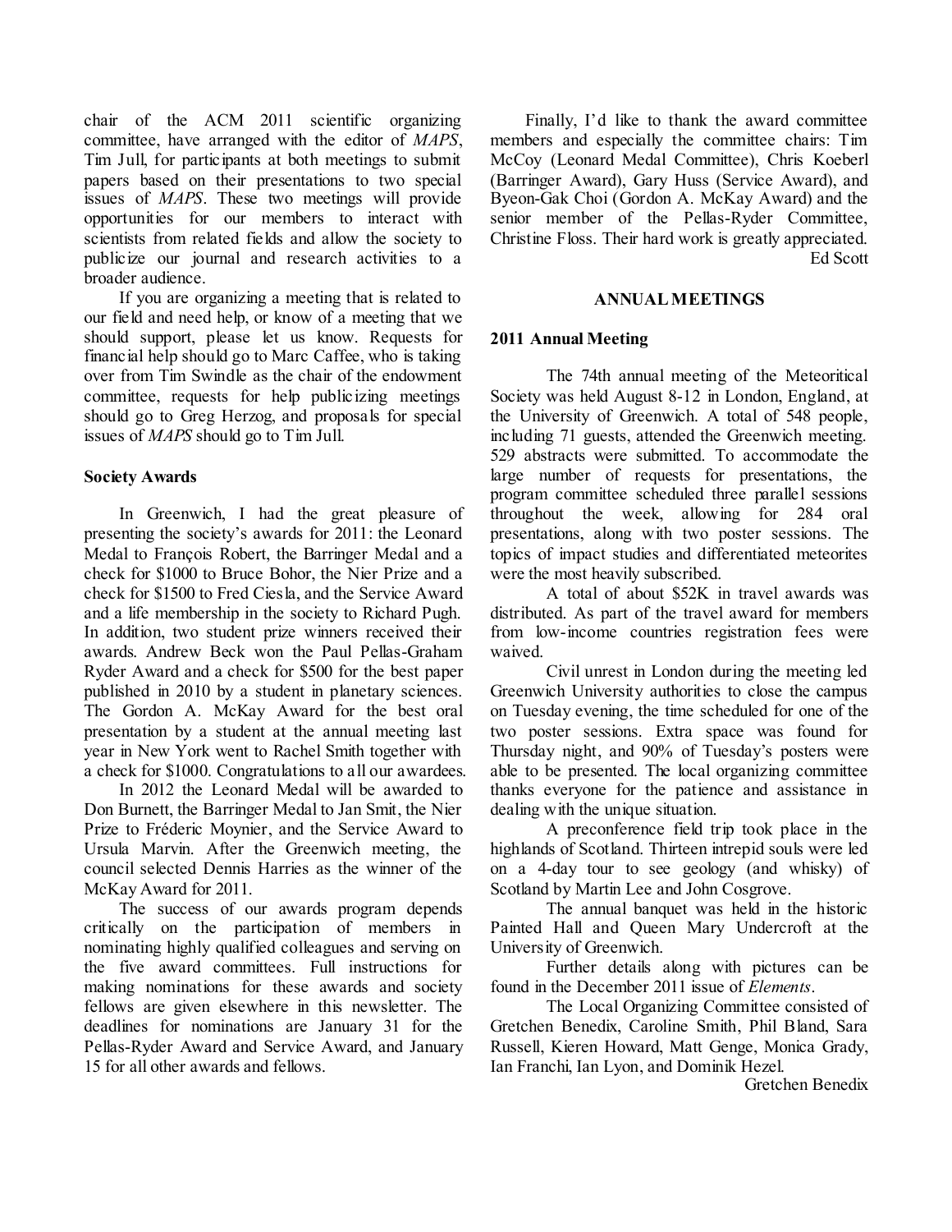chair of the ACM 2011 scientific organizing committee, have arranged with the editor of *MAPS*, Tim Jull, for participants at both meetings to submit papers based on their presentations to two special issues of *MAPS*. These two meetings will provide opportunities for our members to interact with scientists from related fields and allow the society to publicize our journal and research activities to a broader audience.

If you are organizing a meeting that is related to our field and need help, or know of a meeting that we should support, please let us know. Requests for financial help should go to Marc Caffee, who is taking over from Tim Swindle as the chair of the endowment committee, requests for help publicizing meetings should go to Greg Herzog, and proposals for special issues of *MAPS* should go to Tim Jull.

**Society Awards**

In Greenwich, I had the great pleasure of presenting the society's awards for 2011: the Leonard Medal to François Robert, the Barringer Medal and a check for $1000 to Bruce Bohor, the Nier Prize and a check for $1500 to Fred Ciesla, and the Service Award and a life membership in the society to Richard Pugh. In addition, two student prize winners received their awards. Andrew Beck won the Paul Pellas-Graham Ryder Award and a check for $500 for the best paper published in 2010 by a student in planetary sciences. The Gordon A. McKay Award for the best oral presentation by a student at the annual meeting last year in New York went to Rachel Smith together with a check for $1000. Congratulations to all our awardees.

In 2012 the Leonard Medal will be awarded to Don Burnett, the Barringer Medal to Jan Smit, the Nier Prize to Fréderic Moynier, and the Service Award to Ursula Marvin. After the Greenwich meeting, the council selected Dennis Harries as the winner of the McKay Award for 2011.

The success of our awards program depends critically on the participation of members in nominating highly qualified colleagues and serving on the five award committees. Full instructions for making nominations for these awards and society fellows are given elsewhere in this newsletter. The deadlines for nominations are January 31 for the Pellas-Ryder Award and Service Award, and January 15 for all other awards and fellows.

Finally, I'd like to thank the award committee members and especially the committee chairs: Tim McCoy (Leonard Medal Committee), Chris Koeberl (Barringer Award), Gary Huss (Service Award), and Byeon-Gak Choi (Gordon A. McKay Award) and the senior member of the Pellas-Ryder Committee, Christine Floss. Their hard work is greatly appreciated.

Ed Scott

## ANNUAL MEETINGS

**2011 Annual Meeting**

The 74th annual meeting of the Meteoritical Society was held August 8-12 in London, England, at the University of Greenwich. A total of 548 people, including 71 guests, attended the Greenwich meeting. 529 abstracts were submitted. To accommodate the large number of requests for presentations, the program committee scheduled three parallel sessions throughout the week, allowing for 284 oral presentations, along with two poster sessions. The topics of impact studies and differentiated meteorites were the most heavily subscribed.

A total of about $52K in travel awards was distributed. As part of the travel award for members from low-income countries registration fees were waived.

Civil unrest in London during the meeting led Greenwich University authorities to close the campus on Tuesday evening, the time scheduled for one of the two poster sessions. Extra space was found for Thursday night, and 90% of Tuesday's posters were able to be presented. The local organizing committee thanks everyone for the patience and assistance in dealing with the unique situation.

A preconference field trip took place in the highlands of Scotland. Thirteen intrepid souls were led on a 4-day tour to see geology (and whisky) of Scotland by Martin Lee and John Cosgrove.

The annual banquet was held in the historic Painted Hall and Queen Mary Undercroft at the University of Greenwich.

Further details along with pictures can be found in the December 2011 issue of *Elements*.

The Local Organizing Committee consisted of Gretchen Benedix, Caroline Smith, Phil Bland, Sara Russell, Kieren Howard, Matt Genge, Monica Grady, Ian Franchi, Ian Lyon, and Dominik Hezel.

Gretchen Benedix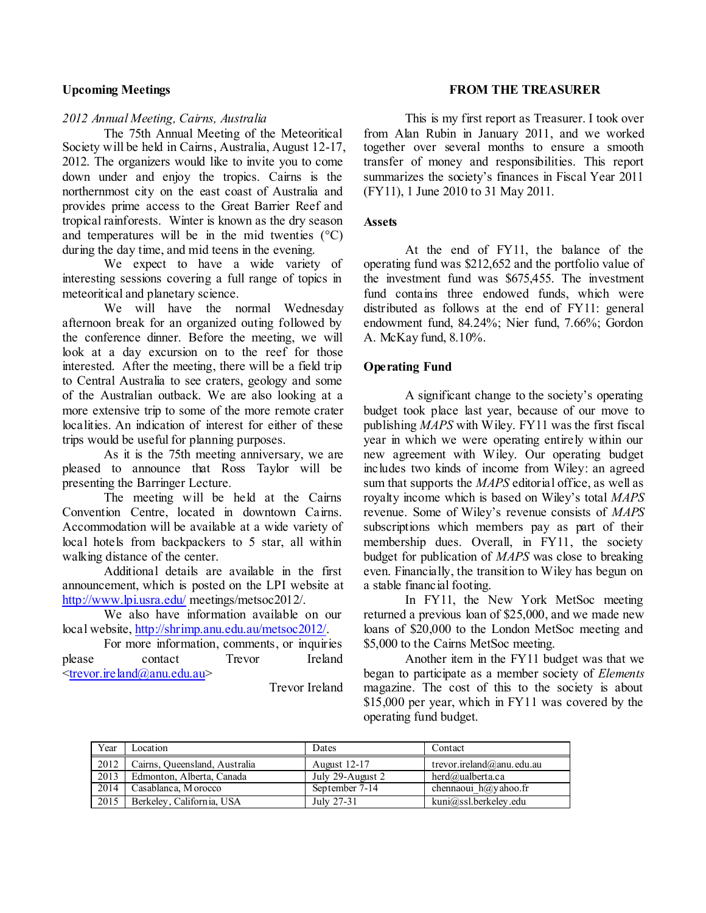## Upcoming Meetings

*2012 Annual Meeting, Cairns, Australia*

The 75th Annual Meeting of the Meteoritical Society will be held in Cairns, Australia, August 12-17, 2012. The organizers would like to invite you to come down under and enjoy the tropics. Cairns is the northernmost city on the east coast of Australia and provides prime access to the Great Barrier Reef and tropical rainforests. Winter is known as the dry season and temperatures will be in the mid twenties (°C) during the day time, and mid teens in the evening.

We expect to have a wide variety of interesting sessions covering a full range of topics in meteoritical and planetary science.

We will have the normal Wednesday afternoon break for an organized outing followed by the conference dinner. Before the meeting, we will look at a day excursion on to the reef for those interested. After the meeting, there will be a field trip to Central Australia to see craters, geology and some of the Australian outback. We are also looking at a more extensive trip to some of the more remote crater localities. An indication of interest for either of these trips would be useful for planning purposes.

As it is the 75th meeting anniversary, we are pleased to announce that Ross Taylor will be presenting the Barringer Lecture.

The meeting will be held at the Cairns Convention Centre, located in downtown Cairns. Accommodation will be available at a wide variety of local hotels from backpackers to 5 star, all within walking distance of the center.

Additional details are available in the first announcement, which is posted on the LPI website at http://www.lpi.usra.edu/ meetings/metsoc2012/.

We also have information available on our local website, http://shrimp.anu.edu.au/metsoc2012/.

For more information, comments, or inquiries please contact Trevor Ireland <trevor.ireland@anu.edu.au>

Trevor Ireland

## FROM THE TREASURER

This is my first report as Treasurer. I took over from Alan Rubin in January 2011, and we worked together over several months to ensure a smooth transfer of money and responsibilities. This report summarizes the society's finances in Fiscal Year 2011 (FY11), 1 June 2010 to 31 May 2011.

### Assets

At the end of FY11, the balance of the operating fund was $212,652 and the portfolio value of the investment fund was $675,455. The investment fund contains three endowed funds, which were distributed as follows at the end of FY11: general endowment fund, 84.24%; Nier fund, 7.66%; Gordon A. McKay fund, 8.10%.

### Operating Fund

A significant change to the society's operating budget took place last year, because of our move to publishing *MAPS* with Wiley. FY11 was the first fiscal year in which we were operating entirely within our new agreement with Wiley. Our operating budget includes two kinds of income from Wiley: an agreed sum that supports the *MAPS* editorial office, as well as royalty income which is based on Wiley's total *MAPS* revenue. Some of Wiley's revenue consists of *MAPS* subscriptions which members pay as part of their membership dues. Overall, in FY11, the society budget for publication of *MAPS* was close to breaking even. Financially, the transition to Wiley has begun on a stable financial footing.

In FY11, the New York MetSoc meeting returned a previous loan of $25,000, and we made new loans of $20,000 to the London MetSoc meeting and $5,000 to the Cairns MetSoc meeting.

Another item in the FY11 budget was that we began to participate as a member society of *Elements* magazine. The cost of this to the society is about $15,000 per year, which in FY11 was covered by the operating fund budget.

| Year | Location | Dates | Contact |
|---|---|---|---|
| 2012 | Cairns, Queensland, Australia | August 12-17 | trevor.ireland@anu.edu.au |
| 2013 | Edmonton, Alberta, Canada | July 29-August 2 | herd@ualberta.ca |
| 2014 | Casablanca, Morocco | September 7-14 | chennaoui_h@yahoo.fr |
| 2015 | Berkeley, California, USA | July 27-31 | kuni@ssl.berkeley.edu |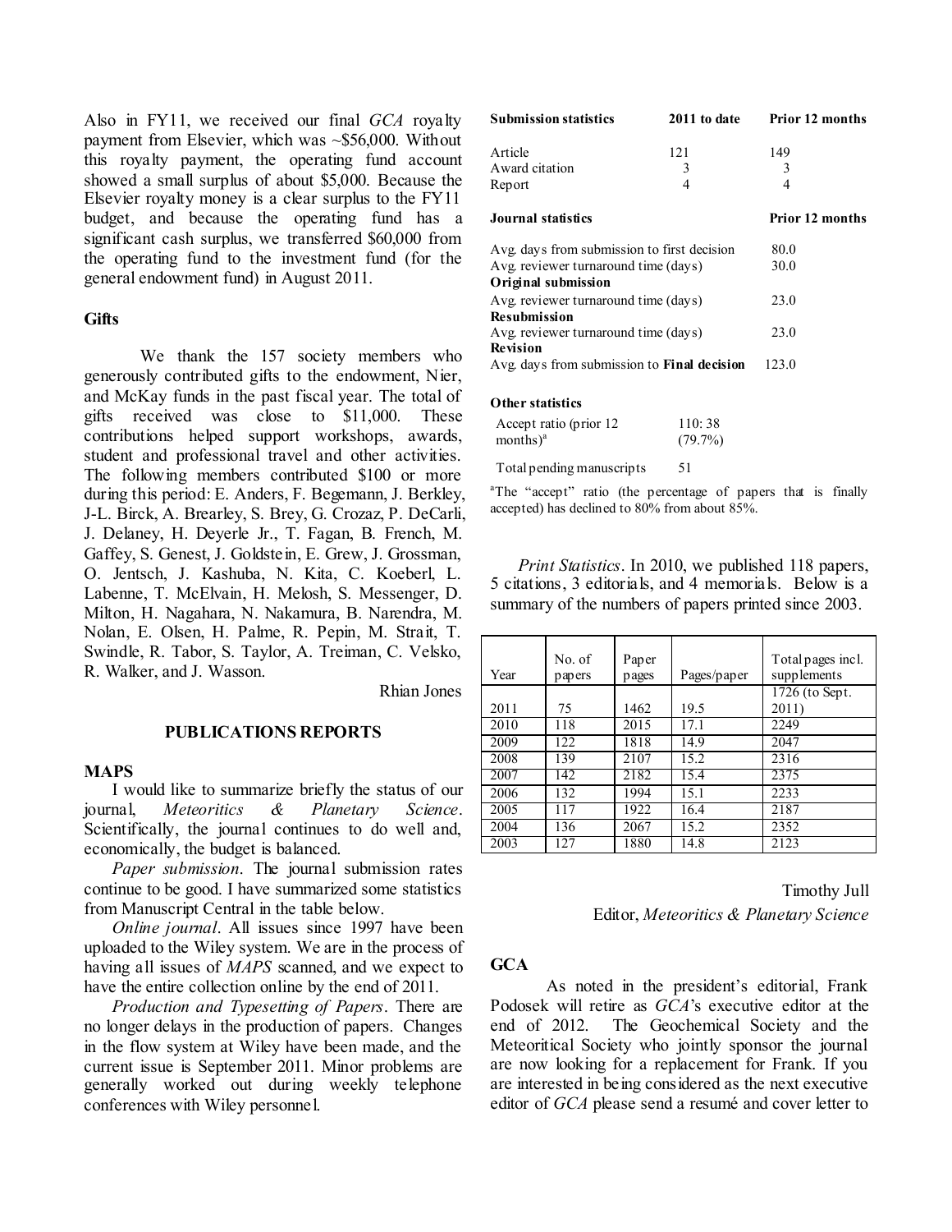Also in FY11, we received our final *GCA* royalty payment from Elsevier, which was ~$56,000. Without this royalty payment, the operating fund account showed a small surplus of about $5,000. Because the Elsevier royalty money is a clear surplus to the FY11 budget, and because the operating fund has a significant cash surplus, we transferred $60,000 from the operating fund to the investment fund (for the general endowment fund) in August 2011.

### Gifts

We thank the 157 society members who generously contributed gifts to the endowment, Nier, and McKay funds in the past fiscal year. The total of gifts received was close to $11,000. These contributions helped support workshops, awards, student and professional travel and other activities. The following members contributed $100 or more during this period: E. Anders, F. Begemann, J. Berkley, J-L. Birck, A. Brearley, S. Brey, G. Crozaz, P. DeCarli, J. Delaney, H. Deyerle Jr., T. Fagan, B. French, M. Gaffey, S. Genest, J. Goldstein, E. Grew, J. Grossman, O. Jentsch, J. Kashuba, N. Kita, C. Koeberl, L. Labenne, T. McElvain, H. Melosh, S. Messenger, D. Milton, H. Nagahara, N. Nakamura, B. Narendra, M. Nolan, E. Olsen, H. Palme, R. Pepin, M. Strait, T. Swindle, R. Tabor, S. Taylor, A. Treiman, C. Velsko, R. Walker, and J. Wasson.

Rhian Jones

## PUBLICATIONS REPORTS

### MAPS

I would like to summarize briefly the status of our journal, *Meteoritics & Planetary Science*. Scientifically, the journal continues to do well and, economically, the budget is balanced.

*Paper submission*. The journal submission rates continue to be good. I have summarized some statistics from Manuscript Central in the table below.

*Online journal*. All issues since 1997 have been uploaded to the Wiley system. We are in the process of having all issues of *MAPS* scanned, and we expect to have the entire collection online by the end of 2011.

*Production and Typesetting of Papers*. There are no longer delays in the production of papers. Changes in the flow system at Wiley have been made, and the current issue is September 2011. Minor problems are generally worked out during weekly telephone conferences with Wiley personnel.

| **Submission statistics** | **2011 to date** | **Prior 12 months** |
|---|---|---|
| Article | 121 | 149 |
| Award citation | 3 | 3 |
| Report | 4 | 4 |

| **Journal statistics** | **Prior 12 months** |
|---|---|
| Avg. days from submission to first decision | 80.0 |
| Avg. reviewer turnaround time (days) **Original submission** | 30.0 |
| Avg. reviewer turnaround time (days) **Resubmission** | 23.0 |
| Avg. reviewer turnaround time (days) **Revision** | 23.0 |
| Avg. days from submission to **Final decision** | 123.0 |

| **Other statistics** | |
|---|---|
| Accept ratio (prior 12 months)[a] | 110: 38 (79.7%) |
| Total pending manuscripts | 51 |

[a]The "accept" ratio (the percentage of papers that is finally accepted) has declined to 80% from about 85%.

*Print Statistics*. In 2010, we published 118 papers, 5 citations, 3 editorials, and 4 memorials. Below is a summary of the numbers of papers printed since 2003.

| Year | No. of papers | Paper pages | Pages/paper | Total pages incl. supplements |
|---|---|---|---|---|
| 2011 | 75 | 1462 | 19.5 | 1726 (to Sept. 2011) |
| 2010 | 118 | 2015 | 17.1 | 2249 |
| 2009 | 122 | 1818 | 14.9 | 2047 |
| 2008 | 139 | 2107 | 15.2 | 2316 |
| 2007 | 142 | 2182 | 15.4 | 2375 |
| 2006 | 132 | 1994 | 15.1 | 2233 |
| 2005 | 117 | 1922 | 16.4 | 2187 |
| 2004 | 136 | 2067 | 15.2 | 2352 |
| 2003 | 127 | 1880 | 14.8 | 2123 |

Timothy Jull
Editor, *Meteoritics & Planetary Science*

### GCA

As noted in the president's editorial, Frank Podosek will retire as *GCA*'s executive editor at the end of 2012. The Geochemical Society and the Meteoritical Society who jointly sponsor the journal are now looking for a replacement for Frank. If you are interested in being considered as the next executive editor of *GCA* please send a resumé and cover letter to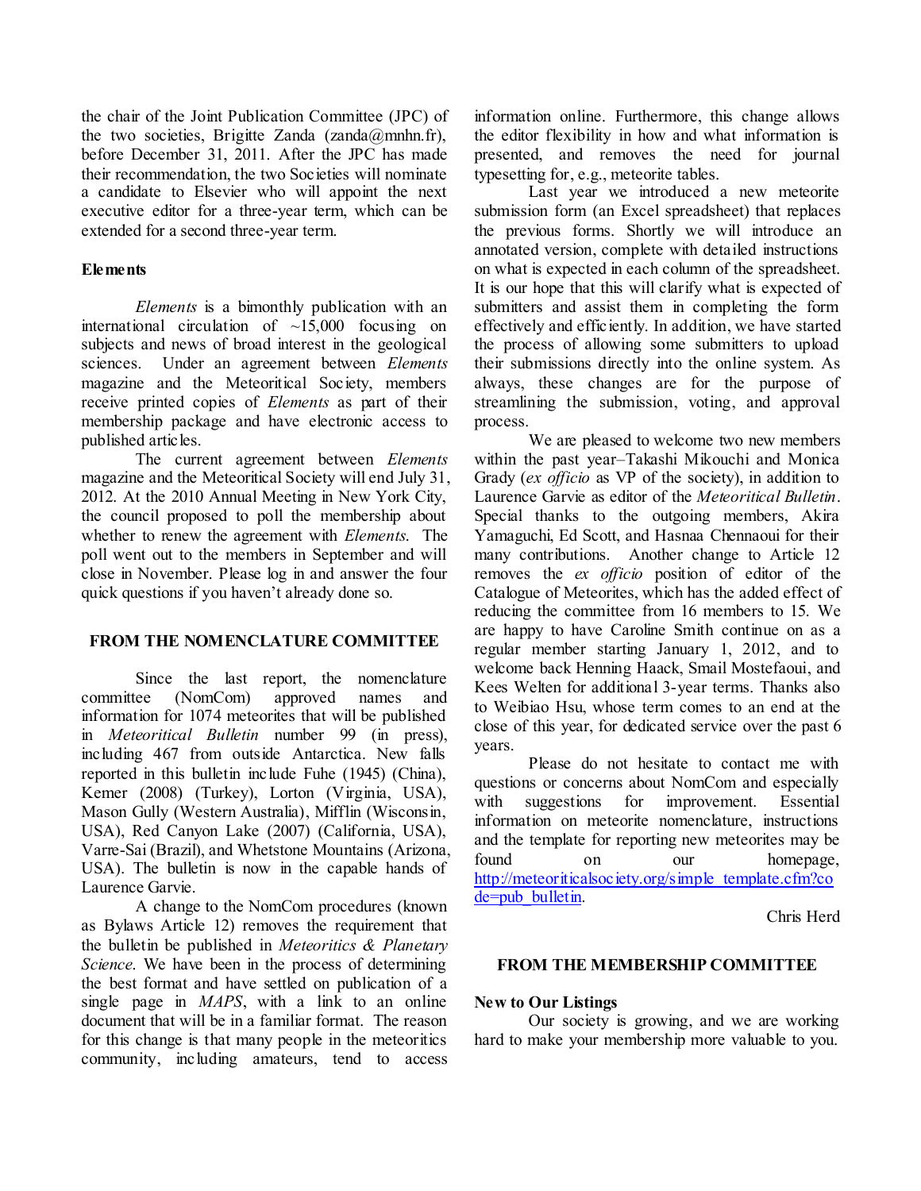the chair of the Joint Publication Committee (JPC) of the two societies, Brigitte Zanda (zanda@mnhn.fr), before December 31, 2011. After the JPC has made their recommendation, the two Societies will nominate a candidate to Elsevier who will appoint the next executive editor for a three-year term, which can be extended for a second three-year term.

**Elements**

*Elements* is a bimonthly publication with an international circulation of ~15,000 focusing on subjects and news of broad interest in the geological sciences. Under an agreement between *Elements* magazine and the Meteoritical Society, members receive printed copies of *Elements* as part of their membership package and have electronic access to published articles.

The current agreement between *Elements* magazine and the Meteoritical Society will end July 31, 2012. At the 2010 Annual Meeting in New York City, the council proposed to poll the membership about whether to renew the agreement with *Elements*. The poll went out to the members in September and will close in November. Please log in and answer the four quick questions if you haven't already done so.

## FROM THE NOMENCLATURE COMMITTEE

Since the last report, the nomenclature committee (NomCom) approved names and information for 1074 meteorites that will be published in *Meteoritical Bulletin* number 99 (in press), including 467 from outside Antarctica. New falls reported in this bulletin include Fuhe (1945) (China), Kemer (2008) (Turkey), Lorton (Virginia, USA), Mason Gully (Western Australia), Mifflin (Wisconsin, USA), Red Canyon Lake (2007) (California, USA), Varre-Sai (Brazil), and Whetstone Mountains (Arizona, USA). The bulletin is now in the capable hands of Laurence Garvie.

A change to the NomCom procedures (known as Bylaws Article 12) removes the requirement that the bulletin be published in *Meteoritics & Planetary Science*. We have been in the process of determining the best format and have settled on publication of a single page in *MAPS*, with a link to an online document that will be in a familiar format. The reason for this change is that many people in the meteoritics community, including amateurs, tend to access information online. Furthermore, this change allows the editor flexibility in how and what information is presented, and removes the need for journal typesetting for, e.g., meteorite tables.

Last year we introduced a new meteorite submission form (an Excel spreadsheet) that replaces the previous forms. Shortly we will introduce an annotated version, complete with detailed instructions on what is expected in each column of the spreadsheet. It is our hope that this will clarify what is expected of submitters and assist them in completing the form effectively and efficiently. In addition, we have started the process of allowing some submitters to upload their submissions directly into the online system. As always, these changes are for the purpose of streamlining the submission, voting, and approval process.

We are pleased to welcome two new members within the past year–Takashi Mikouchi and Monica Grady (*ex officio* as VP of the society), in addition to Laurence Garvie as editor of the *Meteoritical Bulletin*. Special thanks to the outgoing members, Akira Yamaguchi, Ed Scott, and Hasnaa Chennaoui for their many contributions. Another change to Article 12 removes the *ex officio* position of editor of the Catalogue of Meteorites, which has the added effect of reducing the committee from 16 members to 15. We are happy to have Caroline Smith continue on as a regular member starting January 1, 2012, and to welcome back Henning Haack, Smail Mostefaoui, and Kees Welten for additional 3-year terms. Thanks also to Weibiao Hsu, whose term comes to an end at the close of this year, for dedicated service over the past 6 years.

Please do not hesitate to contact me with questions or concerns about NomCom and especially with suggestions for improvement. Essential information on meteorite nomenclature, instructions and the template for reporting new meteorites may be found on our homepage, http://meteoriticalsociety.org/simple_template.cfm?code=pub_bulletin.

Chris Herd

## FROM THE MEMBERSHIP COMMITTEE

**New to Our Listings**

Our society is growing, and we are working hard to make your membership more valuable to you.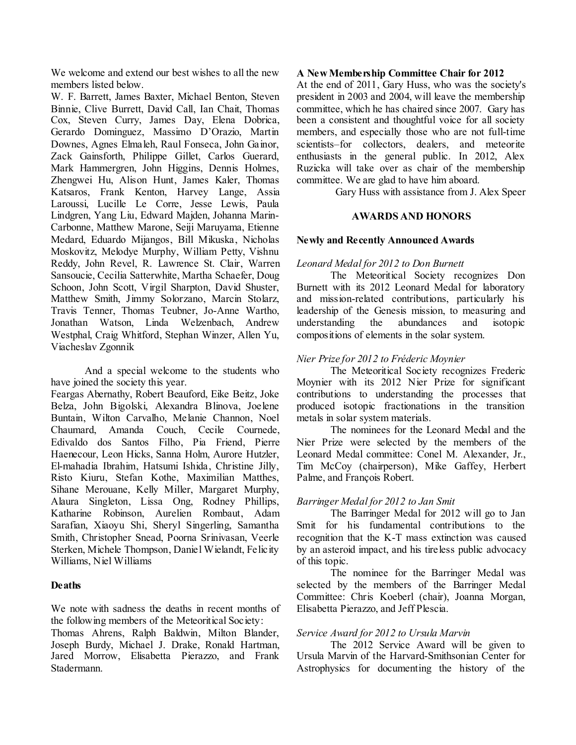We welcome and extend our best wishes to all the new members listed below.

W. F. Barrett, James Baxter, Michael Benton, Steven Binnie, Clive Burrett, David Call, Ian Chait, Thomas Cox, Steven Curry, James Day, Elena Dobrica, Gerardo Dominguez, Massimo D'Orazio, Martin Downes, Agnes Elmaleh, Raul Fonseca, John Gainor, Zack Gainsforth, Philippe Gillet, Carlos Guerard, Mark Hammergren, John Higgins, Dennis Holmes, Zhengwei Hu, Alison Hunt, James Kaler, Thomas Katsaros, Frank Kenton, Harvey Lange, Assia Laroussi, Lucille Le Corre, Jesse Lewis, Paula Lindgren, Yang Liu, Edward Majden, Johanna Marin-Carbonne, Matthew Marone, Seiji Maruyama, Etienne Medard, Eduardo Mijangos, Bill Mikuska, Nicholas Moskovitz, Melodye Murphy, William Petty, Vishnu Reddy, John Revel, R. Lawrence St. Clair, Warren Sansoucie, Cecilia Satterwhite, Martha Schaefer, Doug Schoon, John Scott, Virgil Sharpton, David Shuster, Matthew Smith, Jimmy Solorzano, Marcin Stolarz, Travis Tenner, Thomas Teubner, Jo-Anne Wartho, Jonathan Watson, Linda Welzenbach, Andrew Westphal, Craig Whitford, Stephan Winzer, Allen Yu, Viacheslav Zgonnik

And a special welcome to the students who have joined the society this year.

Feargas Abernathy, Robert Beauford, Eike Beitz, Joke Belza, John Bigolski, Alexandra Blinova, Joelene Buntain, Wilton Carvalho, Melanie Channon, Noel Chaumard, Amanda Couch, Cecile Cournede, Edivaldo dos Santos Filho, Pia Friend, Pierre Haenecour, Leon Hicks, Sanna Holm, Aurore Hutzler, El-mahadia Ibrahim, Hatsumi Ishida, Christine Jilly, Risto Kiuru, Stefan Kothe, Maximilian Matthes, Sihane Merouane, Kelly Miller, Margaret Murphy, Alaura Singleton, Lissa Ong, Rodney Phillips, Katharine Robinson, Aurelien Rombaut, Adam Sarafian, Xiaoyu Shi, Sheryl Singerling, Samantha Smith, Christopher Snead, Poorna Srinivasan, Veerle Sterken, Michele Thompson, Daniel Wielandt, Felicity Williams, Niel Williams

### Deaths

We note with sadness the deaths in recent months of the following members of the Meteoritical Society:

Thomas Ahrens, Ralph Baldwin, Milton Blander, Joseph Burdy, Michael J. Drake, Ronald Hartman, Jared Morrow, Elisabetta Pierazzo, and Frank Stadermann.

### A New Membership Committee Chair for 2012

At the end of 2011, Gary Huss, who was the society's president in 2003 and 2004, will leave the membership committee, which he has chaired since 2007. Gary has been a consistent and thoughtful voice for all society members, and especially those who are not full-time scientists–for collectors, dealers, and meteorite enthusiasts in the general public. In 2012, Alex Ruzicka will take over as chair of the membership committee. We are glad to have him aboard.

Gary Huss with assistance from J. Alex Speer

## AWARDS AND HONORS

### Newly and Recently Announced Awards

*Leonard Medal for 2012 to Don Burnett*

The Meteoritical Society recognizes Don Burnett with its 2012 Leonard Medal for laboratory and mission-related contributions, particularly his leadership of the Genesis mission, to measuring and understanding the abundances and isotopic compositions of elements in the solar system.

*Nier Prize for 2012 to Fréderic Moynier*

The Meteoritical Society recognizes Frederic Moynier with its 2012 Nier Prize for significant contributions to understanding the processes that produced isotopic fractionations in the transition metals in solar system materials.

The nominees for the Leonard Medal and the Nier Prize were selected by the members of the Leonard Medal committee: Conel M. Alexander, Jr., Tim McCoy (chairperson), Mike Gaffey, Herbert Palme, and François Robert.

*Barringer Medal for 2012 to Jan Smit*

The Barringer Medal for 2012 will go to Jan Smit for his fundamental contributions to the recognition that the K-T mass extinction was caused by an asteroid impact, and his tireless public advocacy of this topic.

The nominee for the Barringer Medal was selected by the members of the Barringer Medal Committee: Chris Koeberl (chair), Joanna Morgan, Elisabetta Pierazzo, and Jeff Plescia.

*Service Award for 2012 to Ursula Marvin*

The 2012 Service Award will be given to Ursula Marvin of the Harvard-Smithsonian Center for Astrophysics for documenting the history of the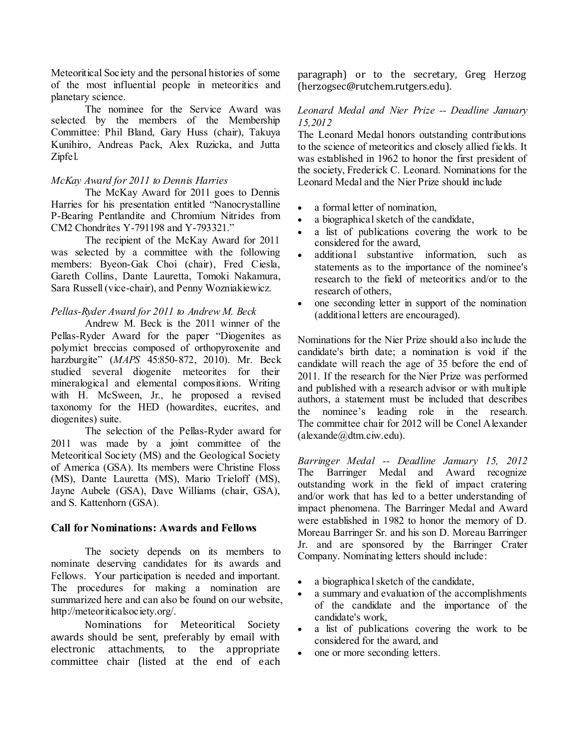Meteoritical Society and the personal histories of some of the most influential people in meteoritics and planetary science.

The nominee for the Service Award was selected by the members of the Membership Committee: Phil Bland, Gary Huss (chair), Takuya Kunihiro, Andreas Pack, Alex Ruzicka, and Jutta Zipfel.

*McKay Award for 2011 to Dennis Harries*

The McKay Award for 2011 goes to Dennis Harries for his presentation entitled "Nanocrystalline P-Bearing Pentlandite and Chromium Nitrides from CM2 Chondrites Y-791198 and Y-793321."

The recipient of the McKay Award for 2011 was selected by a committee with the following members: Byeon-Gak Choi (chair), Fred Ciesla, Gareth Collins, Dante Lauretta, Tomoki Nakamura, Sara Russell (vice-chair), and Penny Wozniakiewicz.

*Pellas-Ryder Award for 2011 to Andrew M. Beck*

Andrew M. Beck is the 2011 winner of the Pellas-Ryder Award for the paper "Diogenites as polymict breccias composed of orthopyroxenite and harzburgite" (*MAPS* 45:850-872, 2010). Mr. Beck studied several diogenite meteorites for their mineralogical and elemental compositions. Writing with H. McSween, Jr., he proposed a revised taxonomy for the HED (howardites, eucrites, and diogenites) suite.

The selection of the Pellas-Ryder award for 2011 was made by a joint committee of the Meteoritical Society (MS) and the Geological Society of America (GSA). Its members were Christine Floss (MS), Dante Lauretta (MS), Mario Trieloff (MS), Jayne Aubele (GSA), Dave Williams (chair, GSA), and S. Kattenhorn (GSA).

## Call for Nominations: Awards and Fellows

The society depends on its members to nominate deserving candidates for its awards and Fellows. Your participation is needed and important. The procedures for making a nomination are summarized here and can also be found on our website, http://meteoriticalsociety.org/.

Nominations for Meteoritical Society awards should be sent, preferably by email with electronic attachments, to the appropriate committee chair (listed at the end of each paragraph) or to the secretary, Greg Herzog (herzogsec@rutchem.rutgers.edu).

*Leonard Medal and Nier Prize -- Deadline January 15,2012*

The Leonard Medal honors outstanding contributions to the science of meteoritics and closely allied fields. It was established in 1962 to honor the first president of the society, Frederick C. Leonard. Nominations for the Leonard Medal and the Nier Prize should include

- a formal letter of nomination,
- a biographical sketch of the candidate,
- a list of publications covering the work to be considered for the award,
- additional substantive information, such as statements as to the importance of the nominee's research to the field of meteoritics and/or to the research of others,
- one seconding letter in support of the nomination (additional letters are encouraged).

Nominations for the Nier Prize should also include the candidate's birth date; a nomination is void if the candidate will reach the age of 35 before the end of 2011. If the research for the Nier Prize was performed and published with a research advisor or with multiple authors, a statement must be included that describes the nominee's leading role in the research. The committee chair for 2012 will be Conel Alexander (alexande@dtm.ciw.edu).

*Barringer Medal -- Deadline January 15, 2012*

The Barringer Medal and Award recognize outstanding work in the field of impact cratering and/or work that has led to a better understanding of impact phenomena. The Barringer Medal and Award were established in 1982 to honor the memory of D. Moreau Barringer Sr. and his son D. Moreau Barringer Jr. and are sponsored by the Barringer Crater Company. Nominating letters should include:

- a biographical sketch of the candidate,
- a summary and evaluation of the accomplishments of the candidate and the importance of the candidate's work,
- a list of publications covering the work to be considered for the award, and
- one or more seconding letters.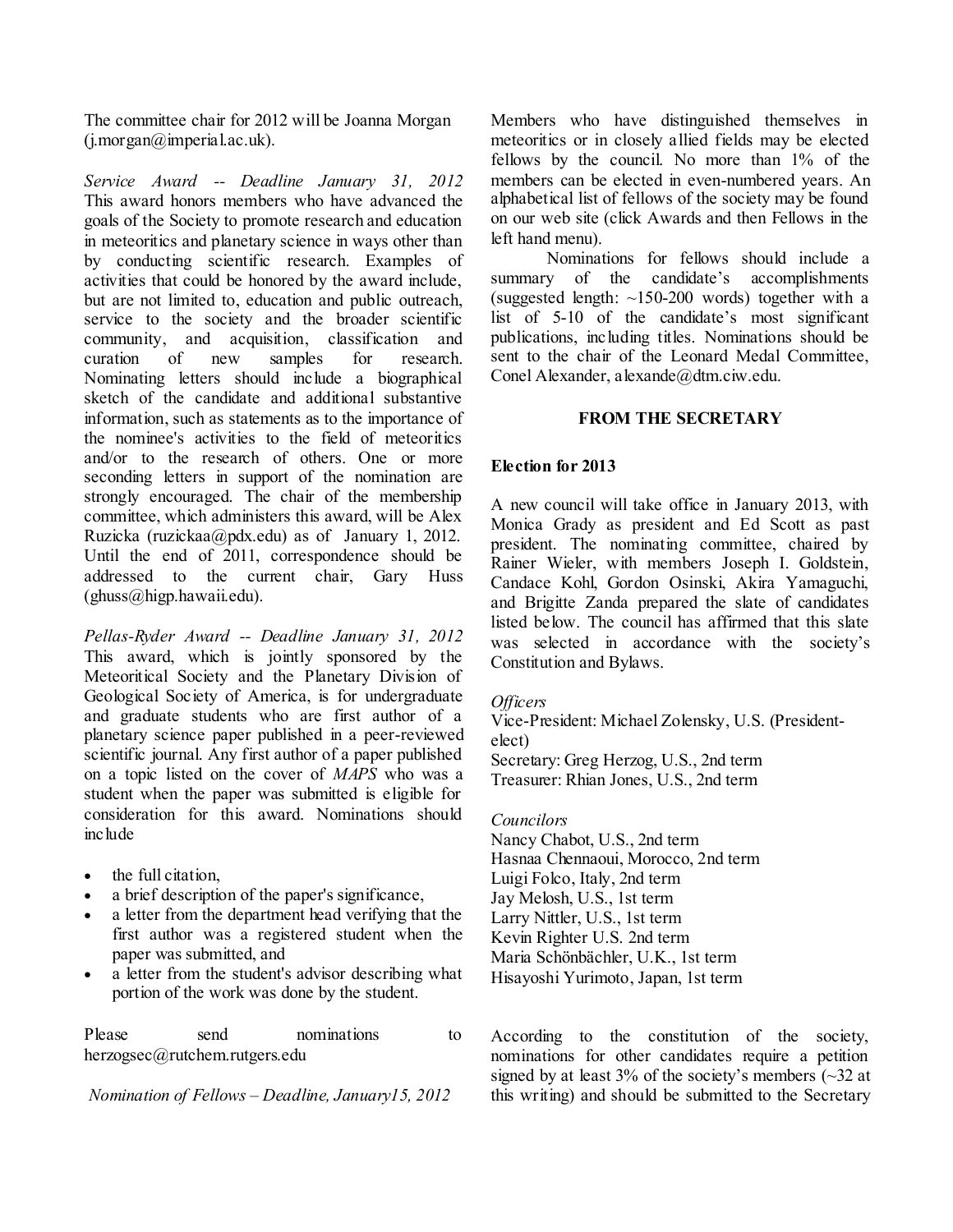The committee chair for 2012 will be Joanna Morgan (j.morgan@imperial.ac.uk).

*Service Award -- Deadline January 31, 2012* This award honors members who have advanced the goals of the Society to promote research and education in meteoritics and planetary science in ways other than by conducting scientific research. Examples of activities that could be honored by the award include, but are not limited to, education and public outreach, service to the society and the broader scientific community, and acquisition, classification and curation of new samples for research. Nominating letters should include a biographical sketch of the candidate and additional substantive information, such as statements as to the importance of the nominee's activities to the field of meteoritics and/or to the research of others. One or more seconding letters in support of the nomination are strongly encouraged. The chair of the membership committee, which administers this award, will be Alex Ruzicka (ruzickaa@pdx.edu) as of January 1, 2012. Until the end of 2011, correspondence should be addressed to the current chair, Gary Huss (ghuss@higp.hawaii.edu).

*Pellas-Ryder Award -- Deadline January 31, 2012* This award, which is jointly sponsored by the Meteoritical Society and the Planetary Division of Geological Society of America, is for undergraduate and graduate students who are first author of a planetary science paper published in a peer-reviewed scientific journal. Any first author of a paper published on a topic listed on the cover of *MAPS* who was a student when the paper was submitted is eligible for consideration for this award. Nominations should include

- the full citation,
- a brief description of the paper's significance,
- a letter from the department head verifying that the first author was a registered student when the paper was submitted, and
- a letter from the student's advisor describing what portion of the work was done by the student.

Please send nominations to herzogsec@rutchem.rutgers.edu

*Nomination of Fellows – Deadline, January15, 2012*

Members who have distinguished themselves in meteoritics or in closely allied fields may be elected fellows by the council. No more than 1% of the members can be elected in even-numbered years. An alphabetical list of fellows of the society may be found on our web site (click Awards and then Fellows in the left hand menu).

Nominations for fellows should include a summary of the candidate's accomplishments (suggested length: ~150-200 words) together with a list of 5-10 of the candidate's most significant publications, including titles. Nominations should be sent to the chair of the Leonard Medal Committee, Conel Alexander, alexande@dtm.ciw.edu.

## FROM THE SECRETARY

### Election for 2013

A new council will take office in January 2013, with Monica Grady as president and Ed Scott as past president. The nominating committee, chaired by Rainer Wieler, with members Joseph I. Goldstein, Candace Kohl, Gordon Osinski, Akira Yamaguchi, and Brigitte Zanda prepared the slate of candidates listed below. The council has affirmed that this slate was selected in accordance with the society's Constitution and Bylaws.

*Officers*

Vice-President: Michael Zolensky, U.S. (President-elect)
Secretary: Greg Herzog, U.S., 2nd term
Treasurer: Rhian Jones, U.S., 2nd term

*Councilors*

Nancy Chabot, U.S., 2nd term
Hasnaa Chennaoui, Morocco, 2nd term
Luigi Folco, Italy, 2nd term
Jay Melosh, U.S., 1st term
Larry Nittler, U.S., 1st term
Kevin Righter U.S. 2nd term
Maria Schönbächler, U.K., 1st term
Hisayoshi Yurimoto, Japan, 1st term

According to the constitution of the society, nominations for other candidates require a petition signed by at least 3% of the society's members (~32 at this writing) and should be submitted to the Secretary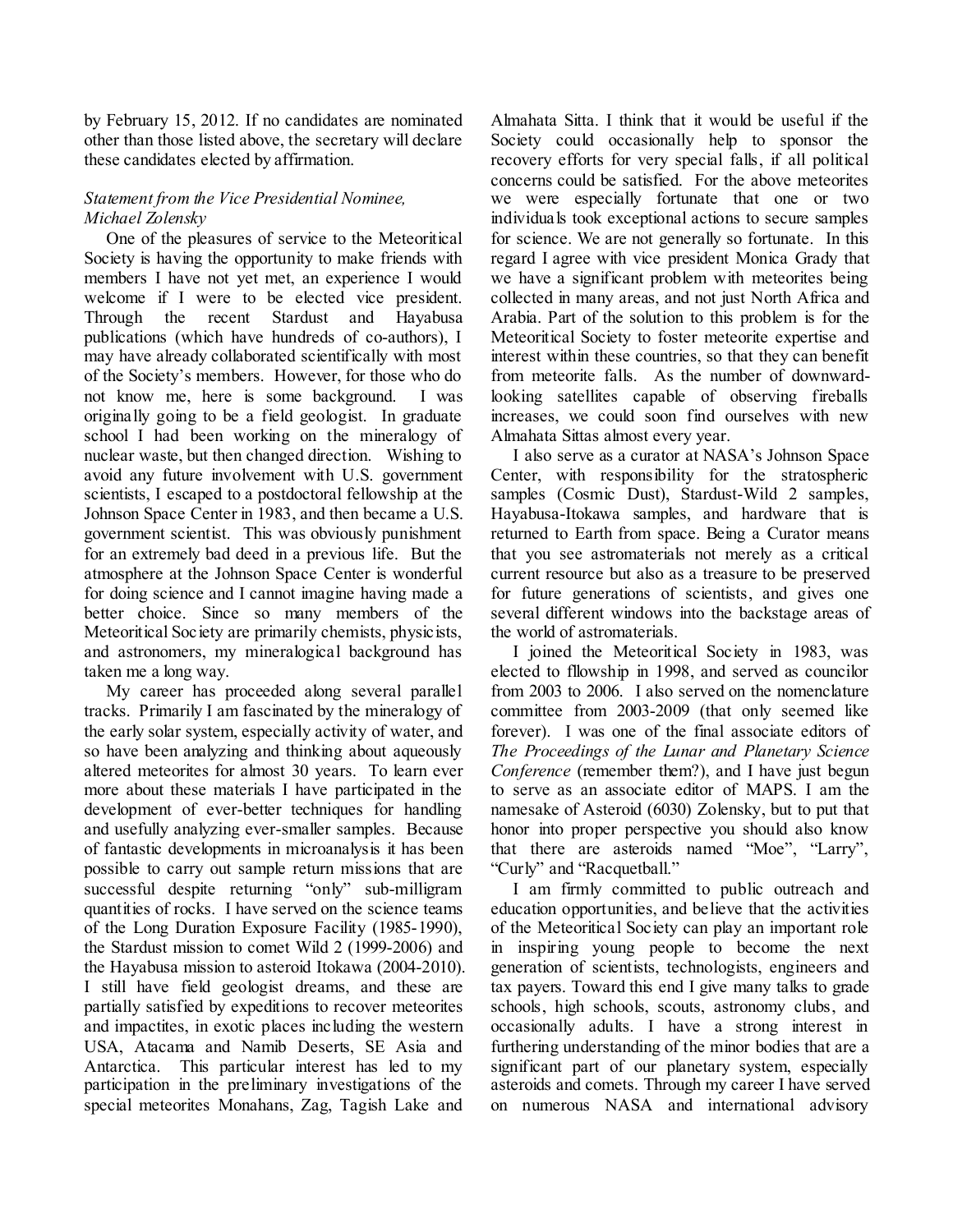by February 15, 2012. If no candidates are nominated other than those listed above, the secretary will declare these candidates elected by affirmation.

*Statement from the Vice Presidential Nominee, Michael Zolensky*

One of the pleasures of service to the Meteoritical Society is having the opportunity to make friends with members I have not yet met, an experience I would welcome if I were to be elected vice president. Through the recent Stardust and Hayabusa publications (which have hundreds of co-authors), I may have already collaborated scientifically with most of the Society's members. However, for those who do not know me, here is some background. I was originally going to be a field geologist. In graduate school I had been working on the mineralogy of nuclear waste, but then changed direction. Wishing to avoid any future involvement with U.S. government scientists, I escaped to a postdoctoral fellowship at the Johnson Space Center in 1983, and then became a U.S. government scientist. This was obviously punishment for an extremely bad deed in a previous life. But the atmosphere at the Johnson Space Center is wonderful for doing science and I cannot imagine having made a better choice. Since so many members of the Meteoritical Society are primarily chemists, physicists, and astronomers, my mineralogical background has taken me a long way.

My career has proceeded along several parallel tracks. Primarily I am fascinated by the mineralogy of the early solar system, especially activity of water, and so have been analyzing and thinking about aqueously altered meteorites for almost 30 years. To learn ever more about these materials I have participated in the development of ever-better techniques for handling and usefully analyzing ever-smaller samples. Because of fantastic developments in microanalysis it has been possible to carry out sample return missions that are successful despite returning "only" sub-milligram quantities of rocks. I have served on the science teams of the Long Duration Exposure Facility (1985-1990), the Stardust mission to comet Wild 2 (1999-2006) and the Hayabusa mission to asteroid Itokawa (2004-2010). I still have field geologist dreams, and these are partially satisfied by expeditions to recover meteorites and impactites, in exotic places including the western USA, Atacama and Namib Deserts, SE Asia and Antarctica. This particular interest has led to my participation in the preliminary investigations of the special meteorites Monahans, Zag, Tagish Lake and Almahata Sitta. I think that it would be useful if the Society could occasionally help to sponsor the recovery efforts for very special falls, if all political concerns could be satisfied. For the above meteorites we were especially fortunate that one or two individuals took exceptional actions to secure samples for science. We are not generally so fortunate. In this regard I agree with vice president Monica Grady that we have a significant problem with meteorites being collected in many areas, and not just North Africa and Arabia. Part of the solution to this problem is for the Meteoritical Society to foster meteorite expertise and interest within these countries, so that they can benefit from meteorite falls. As the number of downward-looking satellites capable of observing fireballs increases, we could soon find ourselves with new Almahata Sittas almost every year.

I also serve as a curator at NASA's Johnson Space Center, with responsibility for the stratospheric samples (Cosmic Dust), Stardust-Wild 2 samples, Hayabusa-Itokawa samples, and hardware that is returned to Earth from space. Being a Curator means that you see astromaterials not merely as a critical current resource but also as a treasure to be preserved for future generations of scientists, and gives one several different windows into the backstage areas of the world of astromaterials.

I joined the Meteoritical Society in 1983, was elected to fllowship in 1998, and served as councilor from 2003 to 2006. I also served on the nomenclature committee from 2003-2009 (that only seemed like forever). I was one of the final associate editors of *The Proceedings of the Lunar and Planetary Science Conference* (remember them?), and I have just begun to serve as an associate editor of MAPS. I am the namesake of Asteroid (6030) Zolensky, but to put that honor into proper perspective you should also know that there are asteroids named "Moe", "Larry", "Curly" and "Racquetball."

I am firmly committed to public outreach and education opportunities, and believe that the activities of the Meteoritical Society can play an important role in inspiring young people to become the next generation of scientists, technologists, engineers and tax payers. Toward this end I give many talks to grade schools, high schools, scouts, astronomy clubs, and occasionally adults. I have a strong interest in furthering understanding of the minor bodies that are a significant part of our planetary system, especially asteroids and comets. Through my career I have served on numerous NASA and international advisory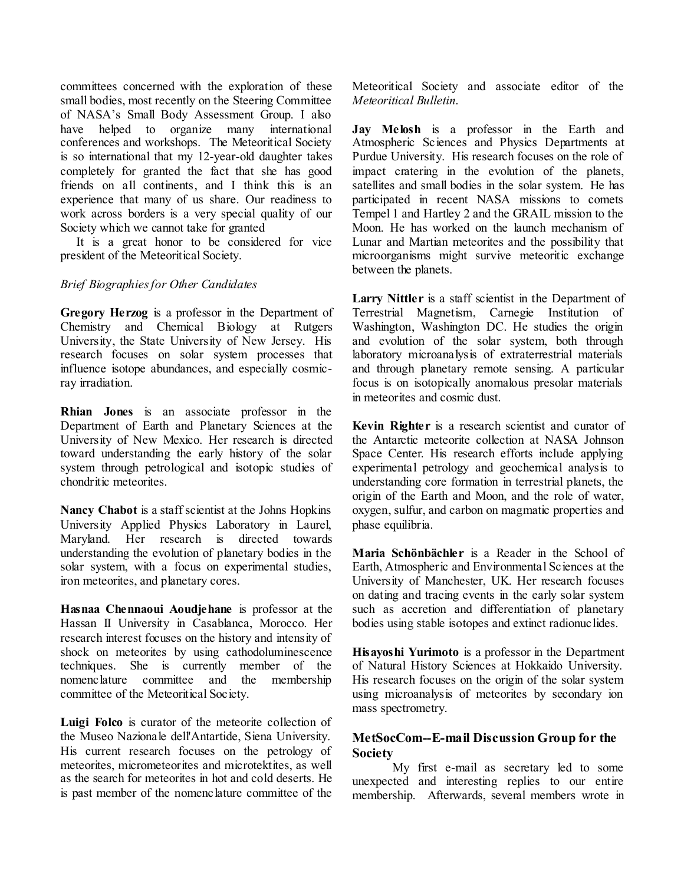committees concerned with the exploration of these small bodies, most recently on the Steering Committee of NASA's Small Body Assessment Group. I also have helped to organize many international conferences and workshops. The Meteoritical Society is so international that my 12-year-old daughter takes completely for granted the fact that she has good friends on all continents, and I think this is an experience that many of us share. Our readiness to work across borders is a very special quality of our Society which we cannot take for granted

It is a great honor to be considered for vice president of the Meteoritical Society.

*Brief Biographies for Other Candidates*

**Gregory Herzog** is a professor in the Department of Chemistry and Chemical Biology at Rutgers University, the State University of New Jersey. His research focuses on solar system processes that influence isotope abundances, and especially cosmic-ray irradiation.

**Rhian Jones** is an associate professor in the Department of Earth and Planetary Sciences at the University of New Mexico. Her research is directed toward understanding the early history of the solar system through petrological and isotopic studies of chondritic meteorites.

**Nancy Chabot** is a staff scientist at the Johns Hopkins University Applied Physics Laboratory in Laurel, Maryland. Her research is directed towards understanding the evolution of planetary bodies in the solar system, with a focus on experimental studies, iron meteorites, and planetary cores.

**Hasnaa Chennaoui Aoudjehane** is professor at the Hassan II University in Casablanca, Morocco. Her research interest focuses on the history and intensity of shock on meteorites by using cathodoluminescence techniques. She is currently member of the nomenclature committee and the membership committee of the Meteoritical Society.

**Luigi Folco** is curator of the meteorite collection of the Museo Nazionale dell'Antartide, Siena University. His current research focuses on the petrology of meteorites, micrometeorites and microtektites, as well as the search for meteorites in hot and cold deserts. He is past member of the nomenclature committee of the Meteoritical Society and associate editor of the *Meteoritical Bulletin*.

**Jay Melosh** is a professor in the Earth and Atmospheric Sciences and Physics Departments at Purdue University. His research focuses on the role of impact cratering in the evolution of the planets, satellites and small bodies in the solar system. He has participated in recent NASA missions to comets Tempel 1 and Hartley 2 and the GRAIL mission to the Moon. He has worked on the launch mechanism of Lunar and Martian meteorites and the possibility that microorganisms might survive meteoritic exchange between the planets.

**Larry Nittler** is a staff scientist in the Department of Terrestrial Magnetism, Carnegie Institution of Washington, Washington DC. He studies the origin and evolution of the solar system, both through laboratory microanalysis of extraterrestrial materials and through planetary remote sensing. A particular focus is on isotopically anomalous presolar materials in meteorites and cosmic dust.

**Kevin Righter** is a research scientist and curator of the Antarctic meteorite collection at NASA Johnson Space Center. His research efforts include applying experimental petrology and geochemical analysis to understanding core formation in terrestrial planets, the origin of the Earth and Moon, and the role of water, oxygen, sulfur, and carbon on magmatic properties and phase equilibria.

**Maria Schönbächler** is a Reader in the School of Earth, Atmospheric and Environmental Sciences at the University of Manchester, UK. Her research focuses on dating and tracing events in the early solar system such as accretion and differentiation of planetary bodies using stable isotopes and extinct radionuclides.

**Hisayoshi Yurimoto** is a professor in the Department of Natural History Sciences at Hokkaido University. His research focuses on the origin of the solar system using microanalysis of meteorites by secondary ion mass spectrometry.

### MetSocCom--E-mail Discussion Group for the Society

My first e-mail as secretary led to some unexpected and interesting replies to our entire membership. Afterwards, several members wrote in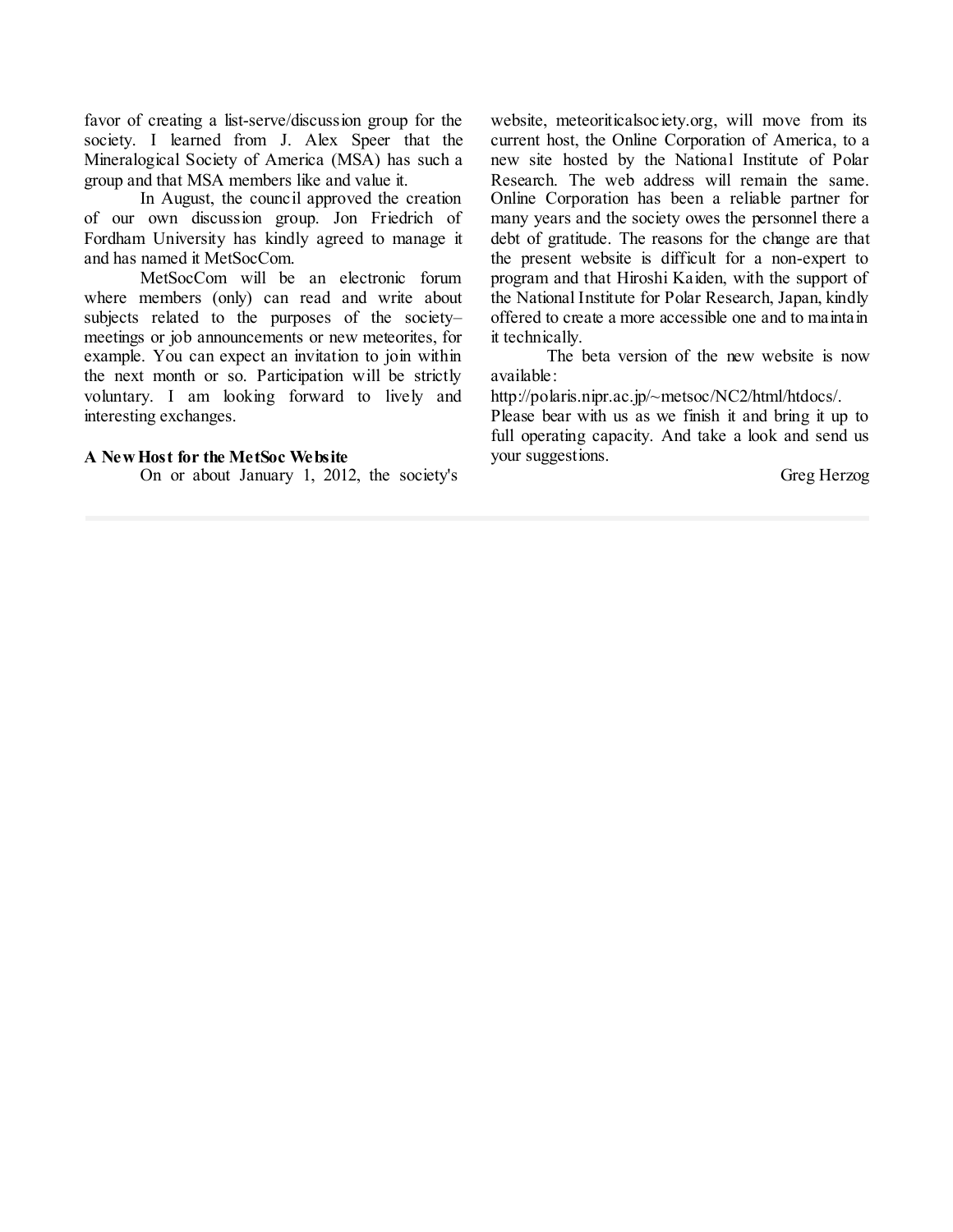favor of creating a list-serve/discussion group for the society. I learned from J. Alex Speer that the Mineralogical Society of America (MSA) has such a group and that MSA members like and value it.

In August, the council approved the creation of our own discussion group. Jon Friedrich of Fordham University has kindly agreed to manage it and has named it MetSocCom.

MetSocCom will be an electronic forum where members (only) can read and write about subjects related to the purposes of the society–meetings or job announcements or new meteorites, for example. You can expect an invitation to join within the next month or so. Participation will be strictly voluntary. I am looking forward to lively and interesting exchanges.

**A New Host for the MetSoc Website**

On or about January 1, 2012, the society's website, meteoriticalsociety.org, will move from its current host, the Online Corporation of America, to a new site hosted by the National Institute of Polar Research. The web address will remain the same. Online Corporation has been a reliable partner for many years and the society owes the personnel there a debt of gratitude. The reasons for the change are that the present website is difficult for a non-expert to program and that Hiroshi Kaiden, with the support of the National Institute for Polar Research, Japan, kindly offered to create a more accessible one and to maintain it technically.

The beta version of the new website is now available:
http://polaris.nipr.ac.jp/~metsoc/NC2/html/htdocs/.
Please bear with us as we finish it and bring it up to full operating capacity. And take a look and send us your suggestions.

Greg Herzog